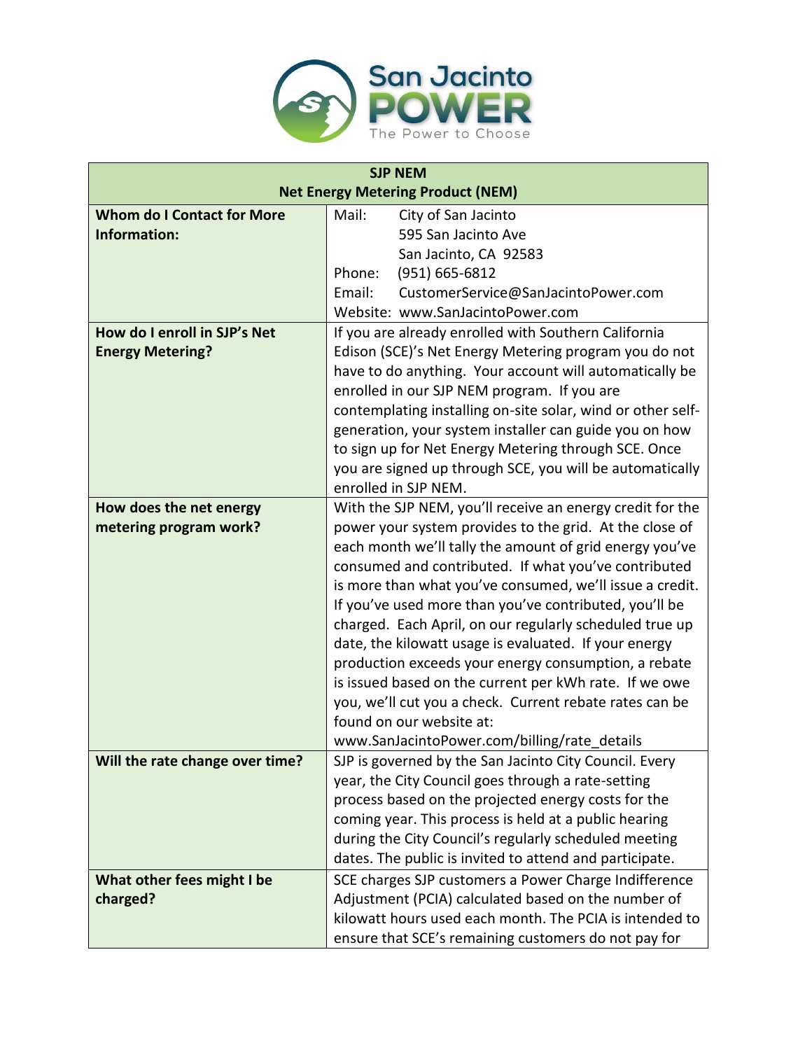San Jacinto POWER

The Power to Choose

| SJP NEM<br>Net Energy Metering Product (NEM) | |
|---|---|
| **Whom do I Contact for More Information:** | Mail: City of San Jacinto<br>595 San Jacinto Ave<br>San Jacinto, CA 92583<br>Phone: (951) 665-6812<br>Email: CustomerService@SanJacintoPower.com<br>Website: www.SanJacintoPower.com |
| **How do I enroll in SJP's Net Energy Metering?** | If you are already enrolled with Southern California Edison (SCE)'s Net Energy Metering program you do not have to do anything. Your account will automatically be enrolled in our SJP NEM program. If you are contemplating installing on-site solar, wind or other self-generation, your system installer can guide you on how to sign up for Net Energy Metering through SCE. Once you are signed up through SCE, you will be automatically enrolled in SJP NEM. |
| **How does the net energy metering program work?** | With the SJP NEM, you'll receive an energy credit for the power your system provides to the grid. At the close of each month we'll tally the amount of grid energy you've consumed and contributed. If what you've contributed is more than what you've consumed, we'll issue a credit. If you've used more than you've contributed, you'll be charged. Each April, on our regularly scheduled true up date, the kilowatt usage is evaluated. If your energy production exceeds your energy consumption, a rebate is issued based on the current per kWh rate. If we owe you, we'll cut you a check. Current rebate rates can be found on our website at: www.SanJacintoPower.com/billing/rate_details |
| **Will the rate change over time?** | SJP is governed by the San Jacinto City Council. Every year, the City Council goes through a rate-setting process based on the projected energy costs for the coming year. This process is held at a public hearing during the City Council's regularly scheduled meeting dates. The public is invited to attend and participate. |
| **What other fees might I be charged?** | SCE charges SJP customers a Power Charge Indifference Adjustment (PCIA) calculated based on the number of kilowatt hours used each month. The PCIA is intended to ensure that SCE's remaining customers do not pay for |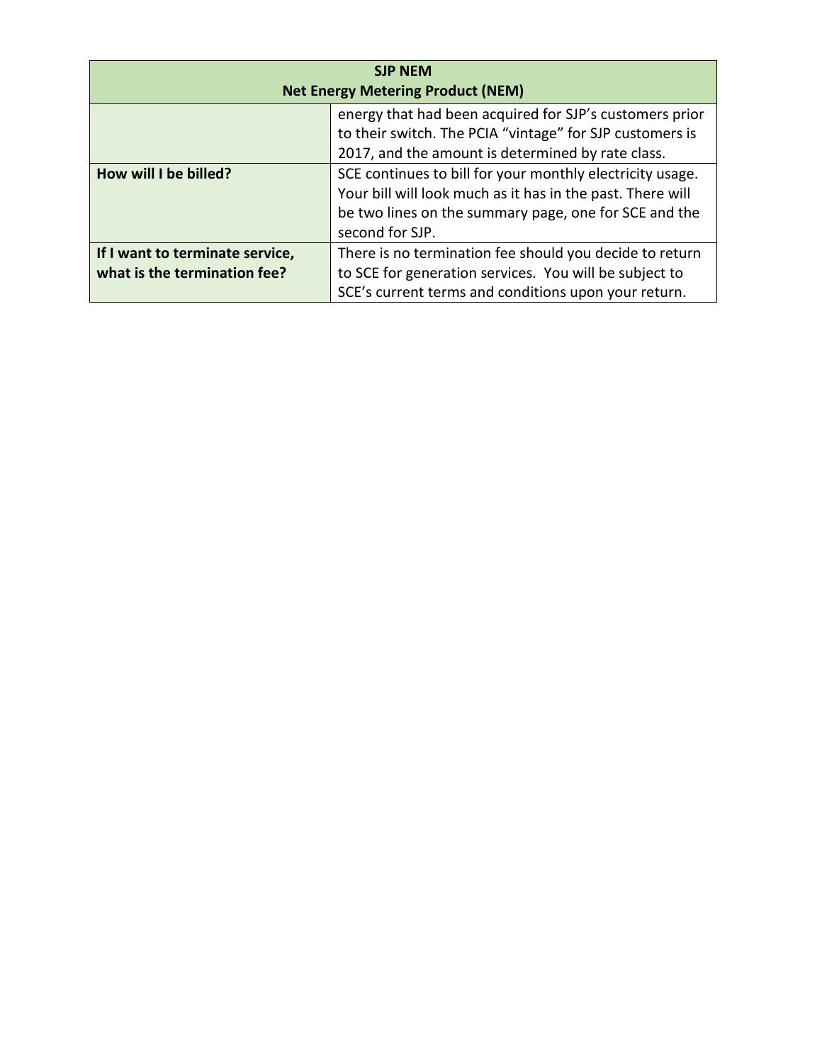| SJP NEM<br>Net Energy Metering Product (NEM) | |
|---|---|
| | energy that had been acquired for SJP's customers prior to their switch. The PCIA "vintage" for SJP customers is 2017, and the amount is determined by rate class. |
| **How will I be billed?** | SCE continues to bill for your monthly electricity usage. Your bill will look much as it has in the past. There will be two lines on the summary page, one for SCE and the second for SJP. |
| **If I want to terminate service, what is the termination fee?** | There is no termination fee should you decide to return to SCE for generation services. You will be subject to SCE's current terms and conditions upon your return. |